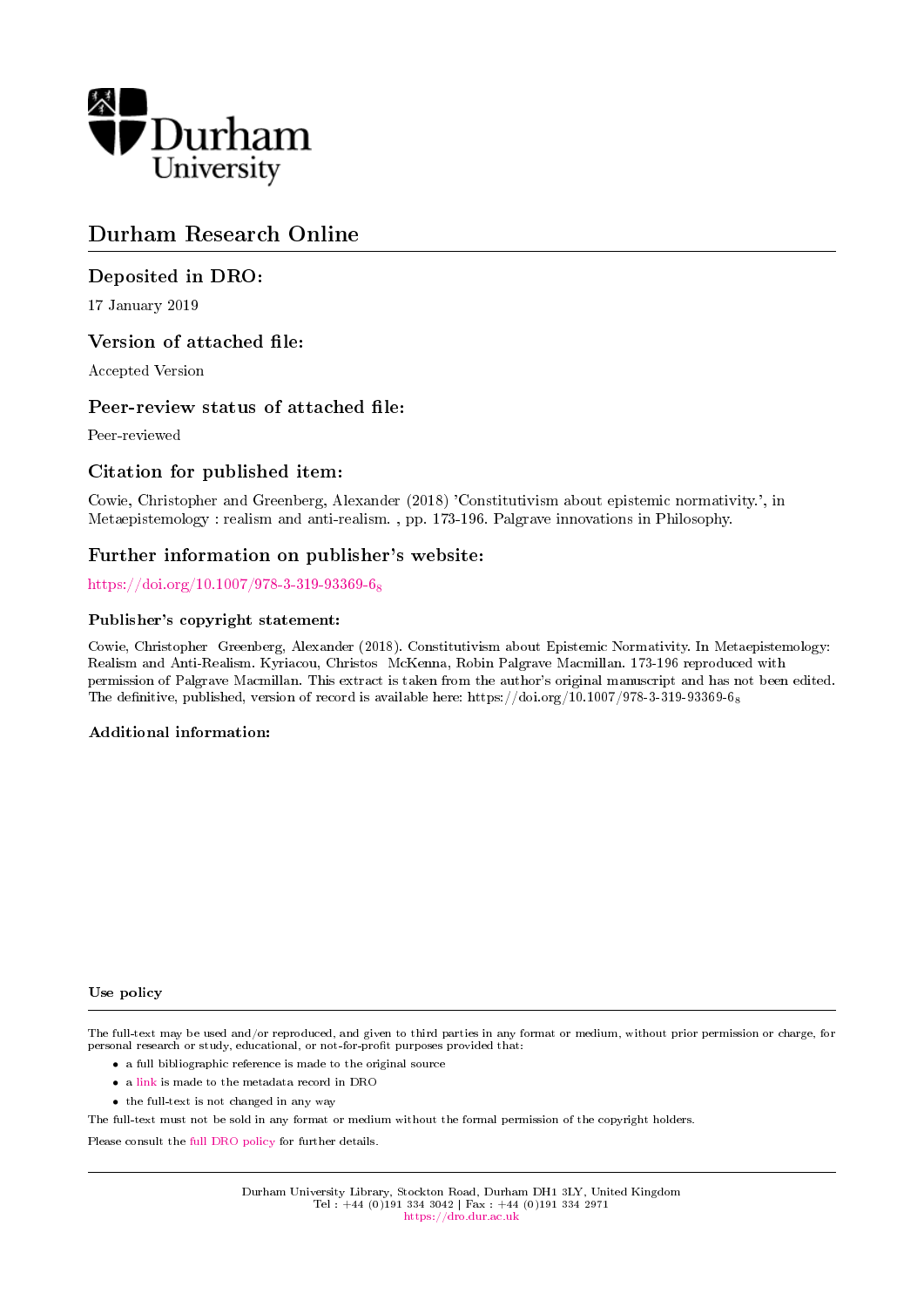# Durham Research Online

## Deposited in DRO:

17 January 2019

## Version of attached file:

Accepted Version

## Peer-review status of attached file:

Peer-reviewed

## Citation for published item:

Cowie, Christopher and Greenberg, Alexander (2018) 'Constitutivism about epistemic normativity.', in Metaepistemology : realism and anti-realism. , pp. 173-196. Palgrave innovations in Philosophy.

## Further information on publisher's website:

https://doi.org/10.1007/978-3-319-93369-6_8

### Publisher's copyright statement:

Cowie, Christopher Greenberg, Alexander (2018). Constitutivism about Epistemic Normativity. In Metaepistemology: Realism and Anti-Realism. Kyriacou, Christos McKenna, Robin Palgrave Macmillan. 173-196 reproduced with permission of Palgrave Macmillan. This extract is taken from the author's original manuscript and has not been edited. The definitive, published, version of record is available here: https://doi.org/10.1007/978-3-319-93369-6_8

### Additional information:

### Use policy

The full-text may be used and/or reproduced, and given to third parties in any format or medium, without prior permission or charge, for personal research or study, educational, or not-for-profit purposes provided that:

- a full bibliographic reference is made to the original source
- a link is made to the metadata record in DRO
- the full-text is not changed in any way

The full-text must not be sold in any format or medium without the formal permission of the copyright holders.

Please consult the full DRO policy for further details.

Durham University Library, Stockton Road, Durham DH1 3LY, United Kingdom
Tel : +44 (0)191 334 3042 | Fax : +44 (0)191 334 2971
https://dro.dur.ac.uk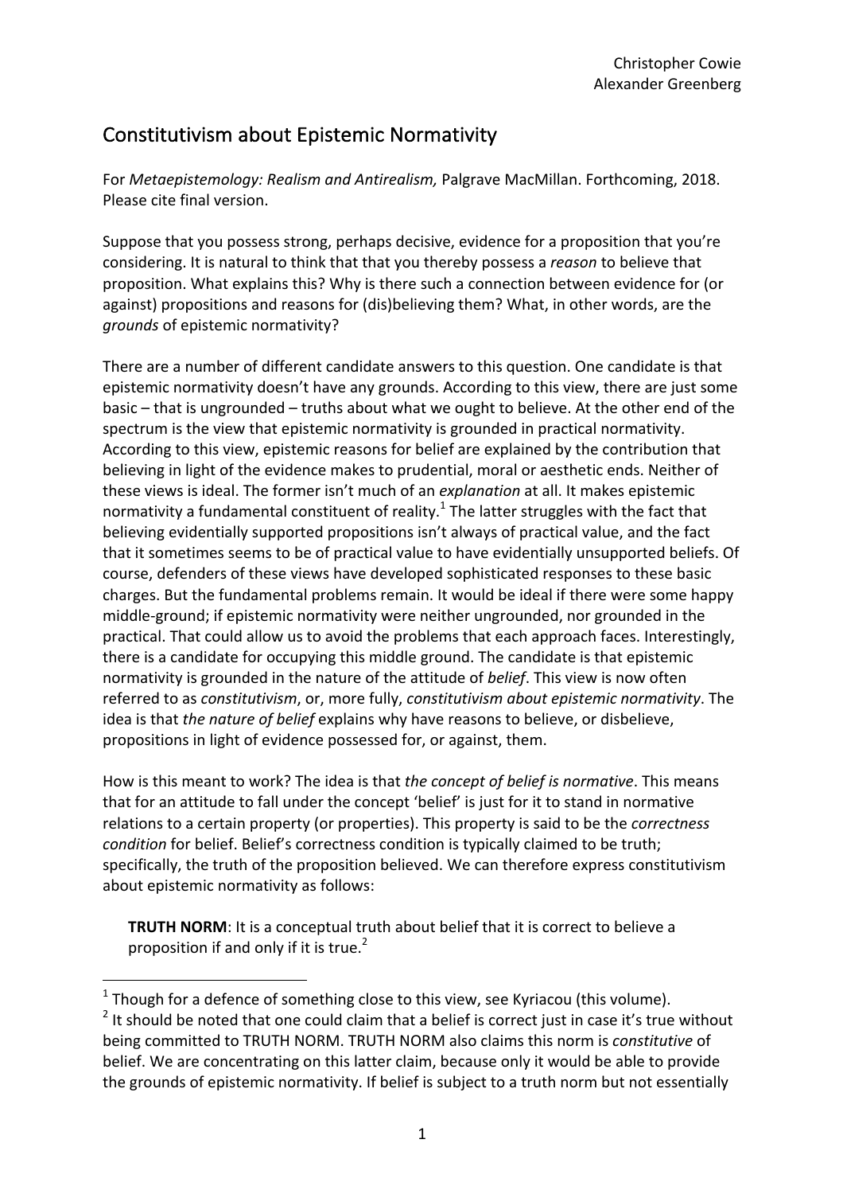Christopher Cowie
Alexander Greenberg

# Constitutivism about Epistemic Normativity

For *Metaepistemology: Realism and Antirealism,* Palgrave MacMillan. Forthcoming, 2018. Please cite final version.

Suppose that you possess strong, perhaps decisive, evidence for a proposition that you're considering. It is natural to think that that you thereby possess a *reason* to believe that proposition. What explains this? Why is there such a connection between evidence for (or against) propositions and reasons for (dis)believing them? What, in other words, are the *grounds* of epistemic normativity?

There are a number of different candidate answers to this question. One candidate is that epistemic normativity doesn't have any grounds. According to this view, there are just some basic – that is ungrounded – truths about what we ought to believe. At the other end of the spectrum is the view that epistemic normativity is grounded in practical normativity. According to this view, epistemic reasons for belief are explained by the contribution that believing in light of the evidence makes to prudential, moral or aesthetic ends. Neither of these views is ideal. The former isn't much of an *explanation* at all. It makes epistemic normativity a fundamental constituent of reality.[1] The latter struggles with the fact that believing evidentially supported propositions isn't always of practical value, and the fact that it sometimes seems to be of practical value to have evidentially unsupported beliefs. Of course, defenders of these views have developed sophisticated responses to these basic charges. But the fundamental problems remain. It would be ideal if there were some happy middle-ground; if epistemic normativity were neither ungrounded, nor grounded in the practical. That could allow us to avoid the problems that each approach faces. Interestingly, there is a candidate for occupying this middle ground. The candidate is that epistemic normativity is grounded in the nature of the attitude of *belief*. This view is now often referred to as *constitutivism*, or, more fully, *constitutivism about epistemic normativity*. The idea is that *the nature of belief* explains why have reasons to believe, or disbelieve, propositions in light of evidence possessed for, or against, them.

How is this meant to work? The idea is that *the concept of belief is normative*. This means that for an attitude to fall under the concept 'belief' is just for it to stand in normative relations to a certain property (or properties). This property is said to be the *correctness condition* for belief. Belief's correctness condition is typically claimed to be truth; specifically, the truth of the proposition believed. We can therefore express constitutivism about epistemic normativity as follows:

> **TRUTH NORM**: It is a conceptual truth about belief that it is correct to believe a proposition if and only if it is true.[2]

[1] Though for a defence of something close to this view, see Kyriacou (this volume).

[2] It should be noted that one could claim that a belief is correct just in case it's true without being committed to TRUTH NORM. TRUTH NORM also claims this norm is *constitutive* of belief. We are concentrating on this latter claim, because only it would be able to provide the grounds of epistemic normativity. If belief is subject to a truth norm but not essentially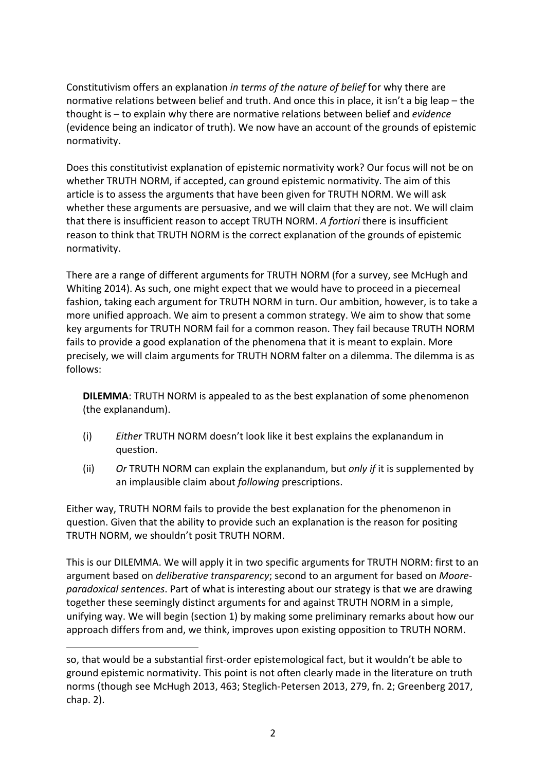Constitutivism offers an explanation *in terms of the nature of belief* for why there are normative relations between belief and truth. And once this in place, it isn't a big leap – the thought is – to explain why there are normative relations between belief and *evidence* (evidence being an indicator of truth). We now have an account of the grounds of epistemic normativity.

Does this constitutivist explanation of epistemic normativity work? Our focus will not be on whether TRUTH NORM, if accepted, can ground epistemic normativity. The aim of this article is to assess the arguments that have been given for TRUTH NORM. We will ask whether these arguments are persuasive, and we will claim that they are not. We will claim that there is insufficient reason to accept TRUTH NORM. *A fortiori* there is insufficient reason to think that TRUTH NORM is the correct explanation of the grounds of epistemic normativity.

There are a range of different arguments for TRUTH NORM (for a survey, see McHugh and Whiting 2014). As such, one might expect that we would have to proceed in a piecemeal fashion, taking each argument for TRUTH NORM in turn. Our ambition, however, is to take a more unified approach. We aim to present a common strategy. We aim to show that some key arguments for TRUTH NORM fail for a common reason. They fail because TRUTH NORM fails to provide a good explanation of the phenomena that it is meant to explain. More precisely, we will claim arguments for TRUTH NORM falter on a dilemma. The dilemma is as follows:

> **DILEMMA**: TRUTH NORM is appealed to as the best explanation of some phenomenon (the explanandum).
>
> (i) *Either* TRUTH NORM doesn't look like it best explains the explanandum in question.
>
> (ii) *Or* TRUTH NORM can explain the explanandum, but *only if* it is supplemented by an implausible claim about *following* prescriptions.

Either way, TRUTH NORM fails to provide the best explanation for the phenomenon in question. Given that the ability to provide such an explanation is the reason for positing TRUTH NORM, we shouldn't posit TRUTH NORM.

This is our DILEMMA. We will apply it in two specific arguments for TRUTH NORM: first to an argument based on *deliberative transparency*; second to an argument for based on *Moore-paradoxical sentences*. Part of what is interesting about our strategy is that we are drawing together these seemingly distinct arguments for and against TRUTH NORM in a simple, unifying way. We will begin (section 1) by making some preliminary remarks about how our approach differs from and, we think, improves upon existing opposition to TRUTH NORM.

---

so, that would be a substantial first-order epistemological fact, but it wouldn't be able to ground epistemic normativity. This point is not often clearly made in the literature on truth norms (though see McHugh 2013, 463; Steglich-Petersen 2013, 279, fn. 2; Greenberg 2017, chap. 2).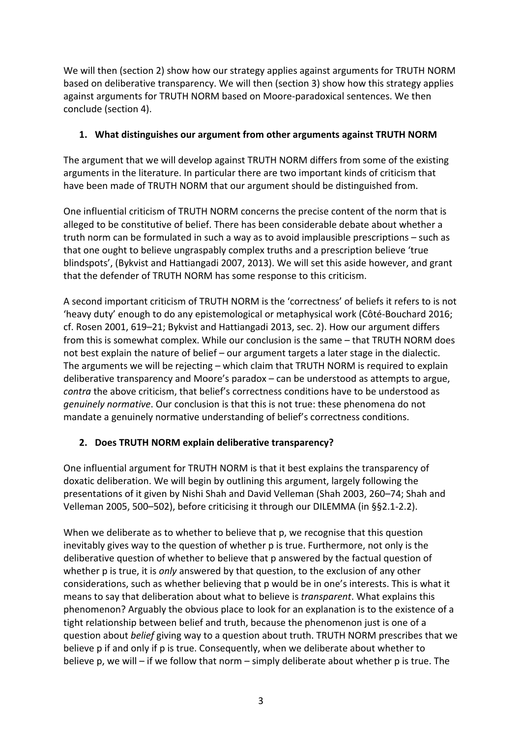We will then (section 2) show how our strategy applies against arguments for TRUTH NORM based on deliberative transparency. We will then (section 3) show how this strategy applies against arguments for TRUTH NORM based on Moore-paradoxical sentences. We then conclude (section 4).

## 1. What distinguishes our argument from other arguments against TRUTH NORM

The argument that we will develop against TRUTH NORM differs from some of the existing arguments in the literature. In particular there are two important kinds of criticism that have been made of TRUTH NORM that our argument should be distinguished from.

One influential criticism of TRUTH NORM concerns the precise content of the norm that is alleged to be constitutive of belief. There has been considerable debate about whether a truth norm can be formulated in such a way as to avoid implausible prescriptions – such as that one ought to believe ungraspably complex truths and a prescription believe 'true blindspots', (Bykvist and Hattiangadi 2007, 2013). We will set this aside however, and grant that the defender of TRUTH NORM has some response to this criticism.

A second important criticism of TRUTH NORM is the 'correctness' of beliefs it refers to is not 'heavy duty' enough to do any epistemological or metaphysical work (Côté-Bouchard 2016; cf. Rosen 2001, 619–21; Bykvist and Hattiangadi 2013, sec. 2). How our argument differs from this is somewhat complex. While our conclusion is the same – that TRUTH NORM does not best explain the nature of belief – our argument targets a later stage in the dialectic. The arguments we will be rejecting – which claim that TRUTH NORM is required to explain deliberative transparency and Moore's paradox – can be understood as attempts to argue, *contra* the above criticism, that belief's correctness conditions have to be understood as *genuinely normative*. Our conclusion is that this is not true: these phenomena do not mandate a genuinely normative understanding of belief's correctness conditions.

## 2. Does TRUTH NORM explain deliberative transparency?

One influential argument for TRUTH NORM is that it best explains the transparency of doxatic deliberation. We will begin by outlining this argument, largely following the presentations of it given by Nishi Shah and David Velleman (Shah 2003, 260–74; Shah and Velleman 2005, 500–502), before criticising it through our DILEMMA (in §§2.1-2.2).

When we deliberate as to whether to believe that p, we recognise that this question inevitably gives way to the question of whether p is true. Furthermore, not only is the deliberative question of whether to believe that p answered by the factual question of whether p is true, it is *only* answered by that question, to the exclusion of any other considerations, such as whether believing that p would be in one's interests. This is what it means to say that deliberation about what to believe is *transparent*. What explains this phenomenon? Arguably the obvious place to look for an explanation is to the existence of a tight relationship between belief and truth, because the phenomenon just is one of a question about *belief* giving way to a question about truth. TRUTH NORM prescribes that we believe p if and only if p is true. Consequently, when we deliberate about whether to believe p, we will – if we follow that norm – simply deliberate about whether p is true. The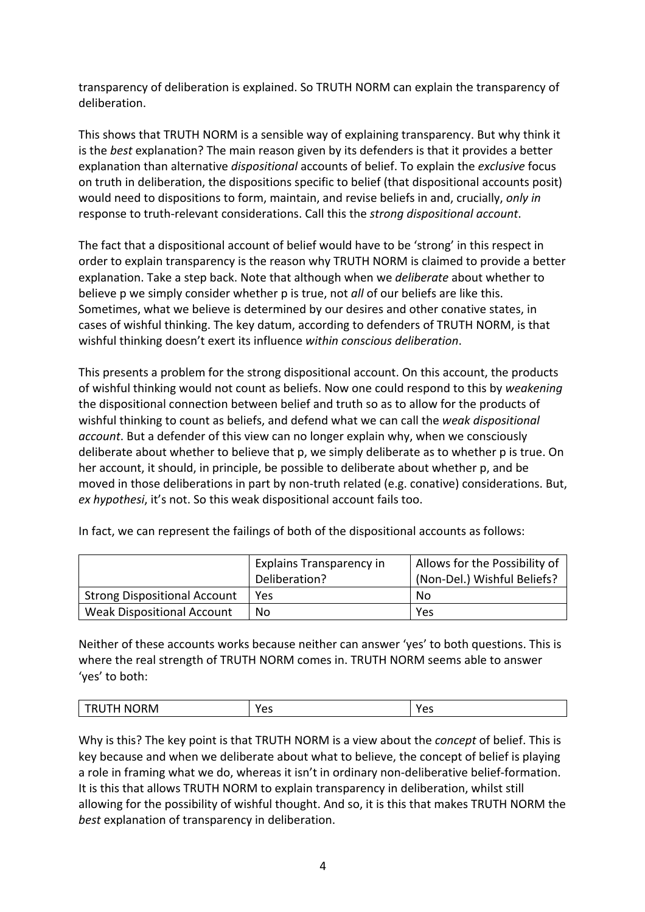transparency of deliberation is explained. So TRUTH NORM can explain the transparency of deliberation.

This shows that TRUTH NORM is a sensible way of explaining transparency. But why think it is the *best* explanation? The main reason given by its defenders is that it provides a better explanation than alternative *dispositional* accounts of belief. To explain the *exclusive* focus on truth in deliberation, the dispositions specific to belief (that dispositional accounts posit) would need to dispositions to form, maintain, and revise beliefs in and, crucially, *only in* response to truth-relevant considerations. Call this the *strong dispositional account*.

The fact that a dispositional account of belief would have to be 'strong' in this respect in order to explain transparency is the reason why TRUTH NORM is claimed to provide a better explanation. Take a step back. Note that although when we *deliberate* about whether to believe p we simply consider whether p is true, not *all* of our beliefs are like this. Sometimes, what we believe is determined by our desires and other conative states, in cases of wishful thinking. The key datum, according to defenders of TRUTH NORM, is that wishful thinking doesn't exert its influence *within conscious deliberation*.

This presents a problem for the strong dispositional account. On this account, the products of wishful thinking would not count as beliefs. Now one could respond to this by *weakening* the dispositional connection between belief and truth so as to allow for the products of wishful thinking to count as beliefs, and defend what we can call the *weak dispositional account*. But a defender of this view can no longer explain why, when we consciously deliberate about whether to believe that p, we simply deliberate as to whether p is true. On her account, it should, in principle, be possible to deliberate about whether p, and be moved in those deliberations in part by non-truth related (e.g. conative) considerations. But, *ex hypothesi*, it's not. So this weak dispositional account fails too.

In fact, we can represent the failings of both of the dispositional accounts as follows:

| | Explains Transparency in Deliberation? | Allows for the Possibility of (Non-Del.) Wishful Beliefs? |
|---|---|---|
| Strong Dispositional Account | Yes | No |
| Weak Dispositional Account | No | Yes |

Neither of these accounts works because neither can answer 'yes' to both questions. This is where the real strength of TRUTH NORM comes in. TRUTH NORM seems able to answer 'yes' to both:

| | | |
|---|---|---|
| TRUTH NORM | Yes | Yes |

Why is this? The key point is that TRUTH NORM is a view about the *concept* of belief. This is key because and when we deliberate about what to believe, the concept of belief is playing a role in framing what we do, whereas it isn't in ordinary non-deliberative belief-formation. It is this that allows TRUTH NORM to explain transparency in deliberation, whilst still allowing for the possibility of wishful thought. And so, it is this that makes TRUTH NORM the *best* explanation of transparency in deliberation.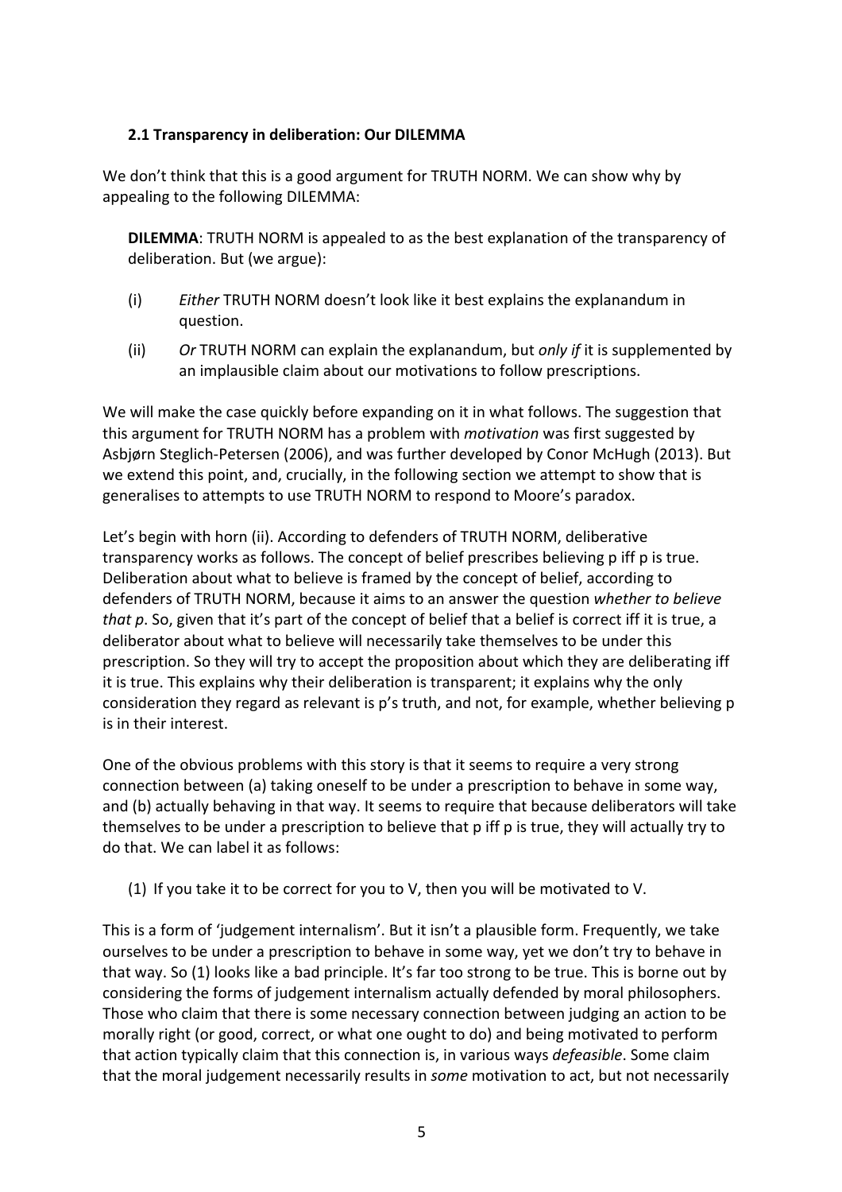### 2.1 Transparency in deliberation: Our DILEMMA

We don't think that this is a good argument for TRUTH NORM. We can show why by appealing to the following DILEMMA:

> **DILEMMA**: TRUTH NORM is appealed to as the best explanation of the transparency of deliberation. But (we argue):
>
> (i) *Either* TRUTH NORM doesn't look like it best explains the explanandum in question.
>
> (ii) *Or* TRUTH NORM can explain the explanandum, but *only if* it is supplemented by an implausible claim about our motivations to follow prescriptions.

We will make the case quickly before expanding on it in what follows. The suggestion that this argument for TRUTH NORM has a problem with *motivation* was first suggested by Asbjørn Steglich-Petersen (2006), and was further developed by Conor McHugh (2013). But we extend this point, and, crucially, in the following section we attempt to show that is generalises to attempts to use TRUTH NORM to respond to Moore's paradox.

Let's begin with horn (ii). According to defenders of TRUTH NORM, deliberative transparency works as follows. The concept of belief prescribes believing p iff p is true. Deliberation about what to believe is framed by the concept of belief, according to defenders of TRUTH NORM, because it aims to an answer the question *whether to believe that p*. So, given that it's part of the concept of belief that a belief is correct iff it is true, a deliberator about what to believe will necessarily take themselves to be under this prescription. So they will try to accept the proposition about which they are deliberating iff it is true. This explains why their deliberation is transparent; it explains why the only consideration they regard as relevant is p's truth, and not, for example, whether believing p is in their interest.

One of the obvious problems with this story is that it seems to require a very strong connection between (a) taking oneself to be under a prescription to behave in some way, and (b) actually behaving in that way. It seems to require that because deliberators will take themselves to be under a prescription to believe that p iff p is true, they will actually try to do that. We can label it as follows:

(1) If you take it to be correct for you to V, then you will be motivated to V.

This is a form of 'judgement internalism'. But it isn't a plausible form. Frequently, we take ourselves to be under a prescription to behave in some way, yet we don't try to behave in that way. So (1) looks like a bad principle. It's far too strong to be true. This is borne out by considering the forms of judgement internalism actually defended by moral philosophers. Those who claim that there is some necessary connection between judging an action to be morally right (or good, correct, or what one ought to do) and being motivated to perform that action typically claim that this connection is, in various ways *defeasible*. Some claim that the moral judgement necessarily results in *some* motivation to act, but not necessarily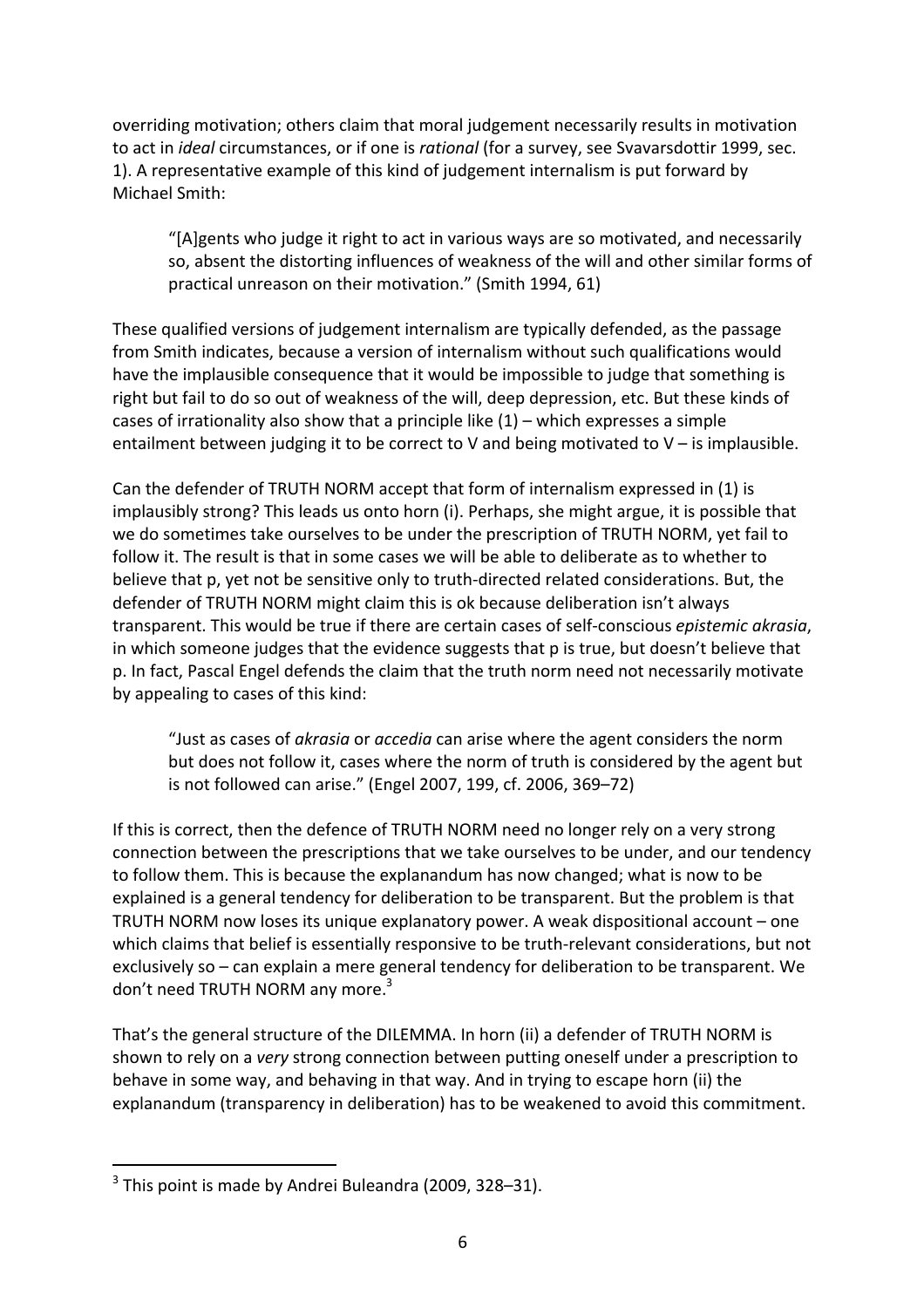overriding motivation; others claim that moral judgement necessarily results in motivation to act in *ideal* circumstances, or if one is *rational* (for a survey, see Svavarsdottir 1999, sec. 1). A representative example of this kind of judgement internalism is put forward by Michael Smith:

> "[A]gents who judge it right to act in various ways are so motivated, and necessarily so, absent the distorting influences of weakness of the will and other similar forms of practical unreason on their motivation." (Smith 1994, 61)

These qualified versions of judgement internalism are typically defended, as the passage from Smith indicates, because a version of internalism without such qualifications would have the implausible consequence that it would be impossible to judge that something is right but fail to do so out of weakness of the will, deep depression, etc. But these kinds of cases of irrationality also show that a principle like (1) – which expresses a simple entailment between judging it to be correct to V and being motivated to V – is implausible.

Can the defender of TRUTH NORM accept that form of internalism expressed in (1) is implausibly strong? This leads us onto horn (i). Perhaps, she might argue, it is possible that we do sometimes take ourselves to be under the prescription of TRUTH NORM, yet fail to follow it. The result is that in some cases we will be able to deliberate as to whether to believe that p, yet not be sensitive only to truth-directed related considerations. But, the defender of TRUTH NORM might claim this is ok because deliberation isn't always transparent. This would be true if there are certain cases of self-conscious *epistemic akrasia*, in which someone judges that the evidence suggests that p is true, but doesn't believe that p. In fact, Pascal Engel defends the claim that the truth norm need not necessarily motivate by appealing to cases of this kind:

> "Just as cases of *akrasia* or *accedia* can arise where the agent considers the norm but does not follow it, cases where the norm of truth is considered by the agent but is not followed can arise." (Engel 2007, 199, cf. 2006, 369–72)

If this is correct, then the defence of TRUTH NORM need no longer rely on a very strong connection between the prescriptions that we take ourselves to be under, and our tendency to follow them. This is because the explanandum has now changed; what is now to be explained is a general tendency for deliberation to be transparent. But the problem is that TRUTH NORM now loses its unique explanatory power. A weak dispositional account – one which claims that belief is essentially responsive to be truth-relevant considerations, but not exclusively so – can explain a mere general tendency for deliberation to be transparent. We don't need TRUTH NORM any more.[3]

That's the general structure of the DILEMMA. In horn (ii) a defender of TRUTH NORM is shown to rely on a *very* strong connection between putting oneself under a prescription to behave in some way, and behaving in that way. And in trying to escape horn (ii) the explanandum (transparency in deliberation) has to be weakened to avoid this commitment.

[3] This point is made by Andrei Buleandra (2009, 328–31).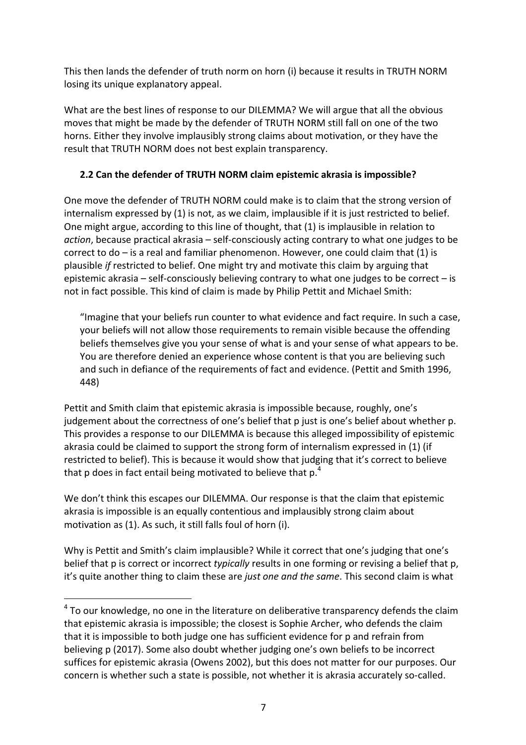This then lands the defender of truth norm on horn (i) because it results in TRUTH NORM losing its unique explanatory appeal.

What are the best lines of response to our DILEMMA? We will argue that all the obvious moves that might be made by the defender of TRUTH NORM still fall on one of the two horns. Either they involve implausibly strong claims about motivation, or they have the result that TRUTH NORM does not best explain transparency.

### 2.2 Can the defender of TRUTH NORM claim epistemic akrasia is impossible?

One move the defender of TRUTH NORM could make is to claim that the strong version of internalism expressed by (1) is not, as we claim, implausible if it is just restricted to belief. One might argue, according to this line of thought, that (1) is implausible in relation to *action*, because practical akrasia – self-consciously acting contrary to what one judges to be correct to do – is a real and familiar phenomenon. However, one could claim that (1) is plausible *if* restricted to belief. One might try and motivate this claim by arguing that epistemic akrasia – self-consciously believing contrary to what one judges to be correct – is not in fact possible. This kind of claim is made by Philip Pettit and Michael Smith:

> "Imagine that your beliefs run counter to what evidence and fact require. In such a case, your beliefs will not allow those requirements to remain visible because the offending beliefs themselves give you your sense of what is and your sense of what appears to be. You are therefore denied an experience whose content is that you are believing such and such in defiance of the requirements of fact and evidence. (Pettit and Smith 1996, 448)

Pettit and Smith claim that epistemic akrasia is impossible because, roughly, one's judgement about the correctness of one's belief that p just is one's belief about whether p. This provides a response to our DILEMMA is because this alleged impossibility of epistemic akrasia could be claimed to support the strong form of internalism expressed in (1) (if restricted to belief). This is because it would show that judging that it's correct to believe that p does in fact entail being motivated to believe that p.[4]

We don't think this escapes our DILEMMA. Our response is that the claim that epistemic akrasia is impossible is an equally contentious and implausibly strong claim about motivation as (1). As such, it still falls foul of horn (i).

Why is Pettit and Smith's claim implausible? While it correct that one's judging that one's belief that p is correct or incorrect *typically* results in one forming or revising a belief that p, it's quite another thing to claim these are *just one and the same*. This second claim is what

---

[4] To our knowledge, no one in the literature on deliberative transparency defends the claim that epistemic akrasia is impossible; the closest is Sophie Archer, who defends the claim that it is impossible to both judge one has sufficient evidence for p and refrain from believing p (2017). Some also doubt whether judging one's own beliefs to be incorrect suffices for epistemic akrasia (Owens 2002), but this does not matter for our purposes. Our concern is whether such a state is possible, not whether it is akrasia accurately so-called.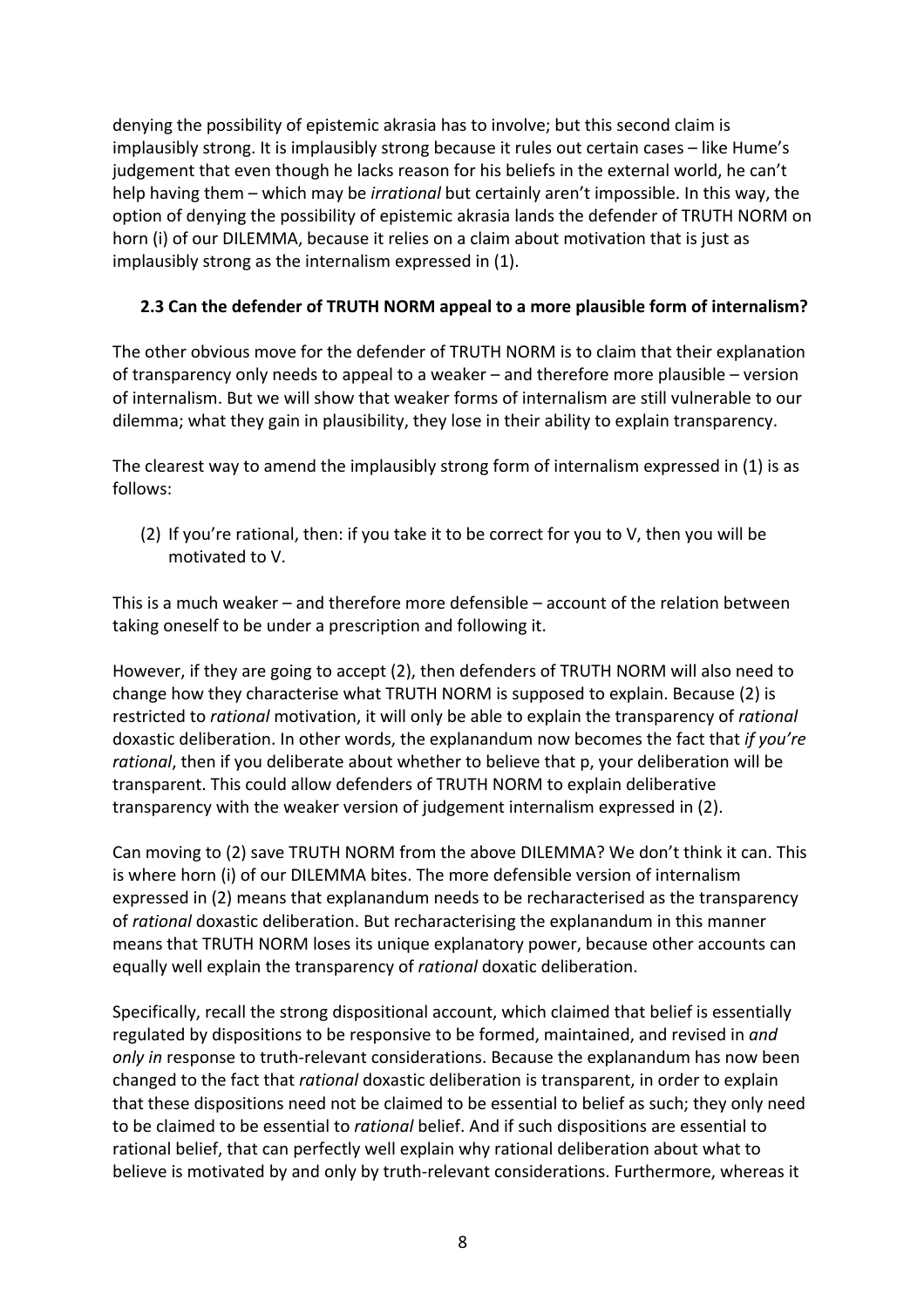denying the possibility of epistemic akrasia has to involve; but this second claim is implausibly strong. It is implausibly strong because it rules out certain cases – like Hume's judgement that even though he lacks reason for his beliefs in the external world, he can't help having them – which may be *irrational* but certainly aren't impossible. In this way, the option of denying the possibility of epistemic akrasia lands the defender of TRUTH NORM on horn (i) of our DILEMMA, because it relies on a claim about motivation that is just as implausibly strong as the internalism expressed in (1).

### 2.3 Can the defender of TRUTH NORM appeal to a more plausible form of internalism?

The other obvious move for the defender of TRUTH NORM is to claim that their explanation of transparency only needs to appeal to a weaker – and therefore more plausible – version of internalism. But we will show that weaker forms of internalism are still vulnerable to our dilemma; what they gain in plausibility, they lose in their ability to explain transparency.

The clearest way to amend the implausibly strong form of internalism expressed in (1) is as follows:

(2) If you're rational, then: if you take it to be correct for you to V, then you will be motivated to V.

This is a much weaker – and therefore more defensible – account of the relation between taking oneself to be under a prescription and following it.

However, if they are going to accept (2), then defenders of TRUTH NORM will also need to change how they characterise what TRUTH NORM is supposed to explain. Because (2) is restricted to *rational* motivation, it will only be able to explain the transparency of *rational* doxastic deliberation. In other words, the explanandum now becomes the fact that *if you're rational*, then if you deliberate about whether to believe that p, your deliberation will be transparent. This could allow defenders of TRUTH NORM to explain deliberative transparency with the weaker version of judgement internalism expressed in (2).

Can moving to (2) save TRUTH NORM from the above DILEMMA? We don't think it can. This is where horn (i) of our DILEMMA bites. The more defensible version of internalism expressed in (2) means that explanandum needs to be recharacterised as the transparency of *rational* doxastic deliberation. But recharacterising the explanandum in this manner means that TRUTH NORM loses its unique explanatory power, because other accounts can equally well explain the transparency of *rational* doxatic deliberation.

Specifically, recall the strong dispositional account, which claimed that belief is essentially regulated by dispositions to be responsive to be formed, maintained, and revised in *and only in* response to truth-relevant considerations. Because the explanandum has now been changed to the fact that *rational* doxastic deliberation is transparent, in order to explain that these dispositions need not be claimed to be essential to belief as such; they only need to be claimed to be essential to *rational* belief. And if such dispositions are essential to rational belief, that can perfectly well explain why rational deliberation about what to believe is motivated by and only by truth-relevant considerations. Furthermore, whereas it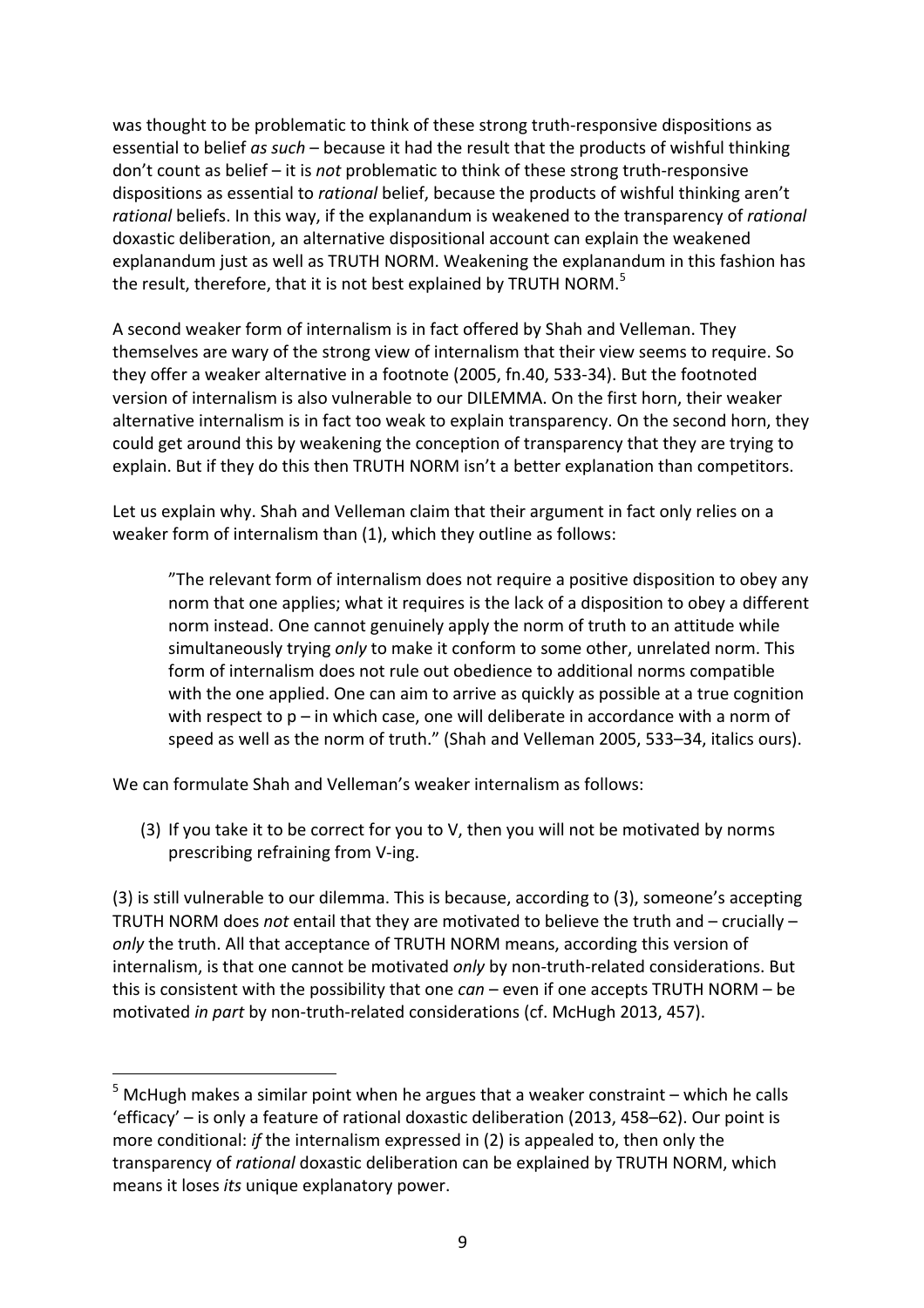was thought to be problematic to think of these strong truth-responsive dispositions as essential to belief *as such* – because it had the result that the products of wishful thinking don't count as belief – it is *not* problematic to think of these strong truth-responsive dispositions as essential to *rational* belief, because the products of wishful thinking aren't *rational* beliefs. In this way, if the explanandum is weakened to the transparency of *rational* doxastic deliberation, an alternative dispositional account can explain the weakened explanandum just as well as TRUTH NORM. Weakening the explanandum in this fashion has the result, therefore, that it is not best explained by TRUTH NORM.[5]

A second weaker form of internalism is in fact offered by Shah and Velleman. They themselves are wary of the strong view of internalism that their view seems to require. So they offer a weaker alternative in a footnote (2005, fn.40, 533-34). But the footnoted version of internalism is also vulnerable to our DILEMMA. On the first horn, their weaker alternative internalism is in fact too weak to explain transparency. On the second horn, they could get around this by weakening the conception of transparency that they are trying to explain. But if they do this then TRUTH NORM isn't a better explanation than competitors.

Let us explain why. Shah and Velleman claim that their argument in fact only relies on a weaker form of internalism than (1), which they outline as follows:

> "The relevant form of internalism does not require a positive disposition to obey any norm that one applies; what it requires is the lack of a disposition to obey a different norm instead. One cannot genuinely apply the norm of truth to an attitude while simultaneously trying *only* to make it conform to some other, unrelated norm. This form of internalism does not rule out obedience to additional norms compatible with the one applied. One can aim to arrive as quickly as possible at a true cognition with respect to p – in which case, one will deliberate in accordance with a norm of speed as well as the norm of truth." (Shah and Velleman 2005, 533–34, italics ours).

We can formulate Shah and Velleman's weaker internalism as follows:

(3) If you take it to be correct for you to V, then you will not be motivated by norms prescribing refraining from V-ing.

(3) is still vulnerable to our dilemma. This is because, according to (3), someone's accepting TRUTH NORM does *not* entail that they are motivated to believe the truth and – crucially – *only* the truth. All that acceptance of TRUTH NORM means, according this version of internalism, is that one cannot be motivated *only* by non-truth-related considerations. But this is consistent with the possibility that one *can* – even if one accepts TRUTH NORM – be motivated *in part* by non-truth-related considerations (cf. McHugh 2013, 457).

---

[5] McHugh makes a similar point when he argues that a weaker constraint – which he calls 'efficacy' – is only a feature of rational doxastic deliberation (2013, 458–62). Our point is more conditional: *if* the internalism expressed in (2) is appealed to, then only the transparency of *rational* doxastic deliberation can be explained by TRUTH NORM, which means it loses *its* unique explanatory power.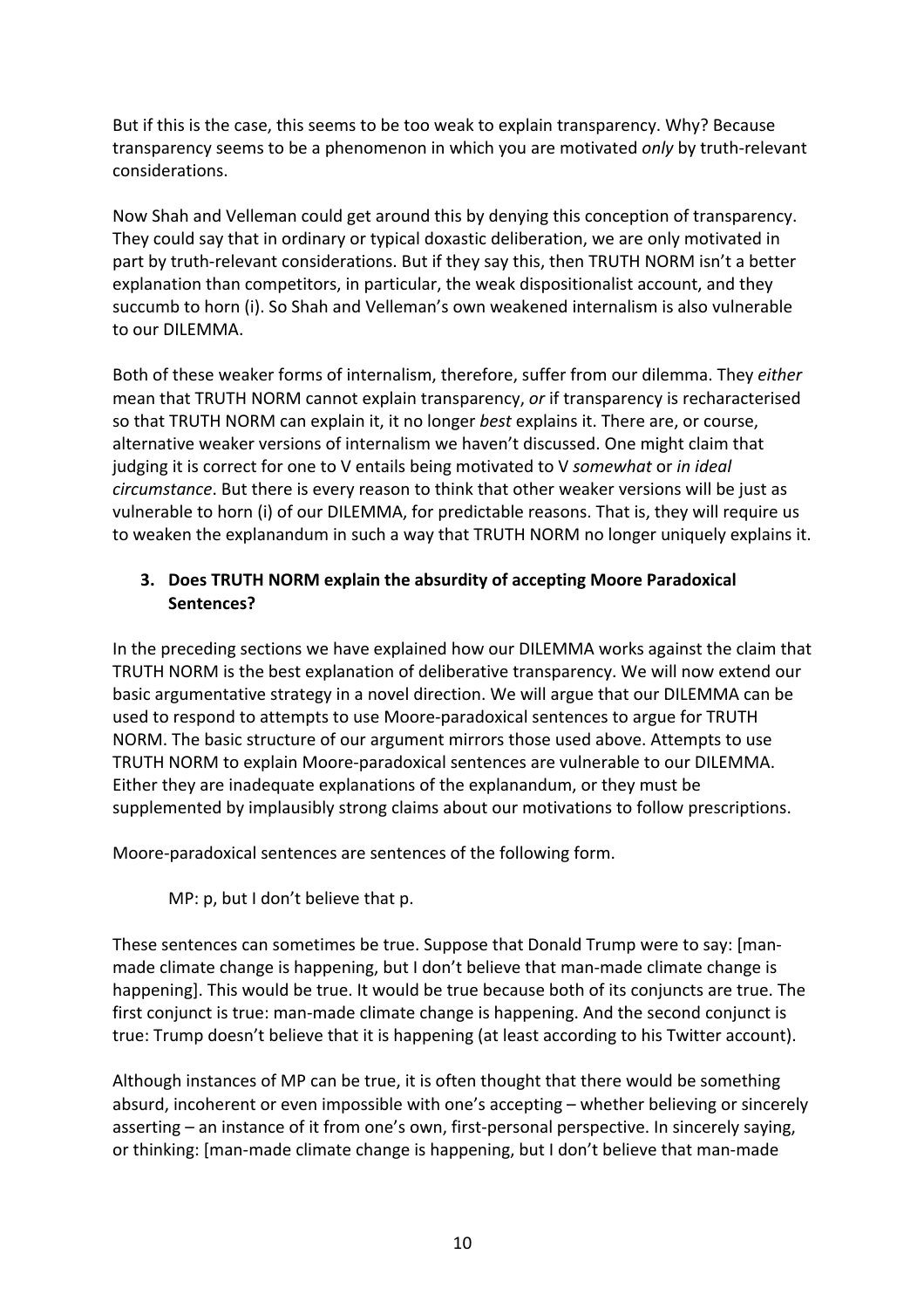But if this is the case, this seems to be too weak to explain transparency. Why? Because transparency seems to be a phenomenon in which you are motivated *only* by truth-relevant considerations.

Now Shah and Velleman could get around this by denying this conception of transparency. They could say that in ordinary or typical doxastic deliberation, we are only motivated in part by truth-relevant considerations. But if they say this, then TRUTH NORM isn't a better explanation than competitors, in particular, the weak dispositionalist account, and they succumb to horn (i). So Shah and Velleman's own weakened internalism is also vulnerable to our DILEMMA.

Both of these weaker forms of internalism, therefore, suffer from our dilemma. They *either* mean that TRUTH NORM cannot explain transparency, *or* if transparency is recharacterised so that TRUTH NORM can explain it, it no longer *best* explains it. There are, or course, alternative weaker versions of internalism we haven't discussed. One might claim that judging it is correct for one to V entails being motivated to V *somewhat* or *in ideal circumstance*. But there is every reason to think that other weaker versions will be just as vulnerable to horn (i) of our DILEMMA, for predictable reasons. That is, they will require us to weaken the explanandum in such a way that TRUTH NORM no longer uniquely explains it.

## 3. Does TRUTH NORM explain the absurdity of accepting Moore Paradoxical Sentences?

In the preceding sections we have explained how our DILEMMA works against the claim that TRUTH NORM is the best explanation of deliberative transparency. We will now extend our basic argumentative strategy in a novel direction. We will argue that our DILEMMA can be used to respond to attempts to use Moore-paradoxical sentences to argue for TRUTH NORM. The basic structure of our argument mirrors those used above. Attempts to use TRUTH NORM to explain Moore-paradoxical sentences are vulnerable to our DILEMMA. Either they are inadequate explanations of the explanandum, or they must be supplemented by implausibly strong claims about our motivations to follow prescriptions.

Moore-paradoxical sentences are sentences of the following form.

> MP: p, but I don't believe that p.

These sentences can sometimes be true. Suppose that Donald Trump were to say: [man-made climate change is happening, but I don't believe that man-made climate change is happening]. This would be true. It would be true because both of its conjuncts are true. The first conjunct is true: man-made climate change is happening. And the second conjunct is true: Trump doesn't believe that it is happening (at least according to his Twitter account).

Although instances of MP can be true, it is often thought that there would be something absurd, incoherent or even impossible with one's accepting – whether believing or sincerely asserting – an instance of it from one's own, first-personal perspective. In sincerely saying, or thinking: [man-made climate change is happening, but I don't believe that man-made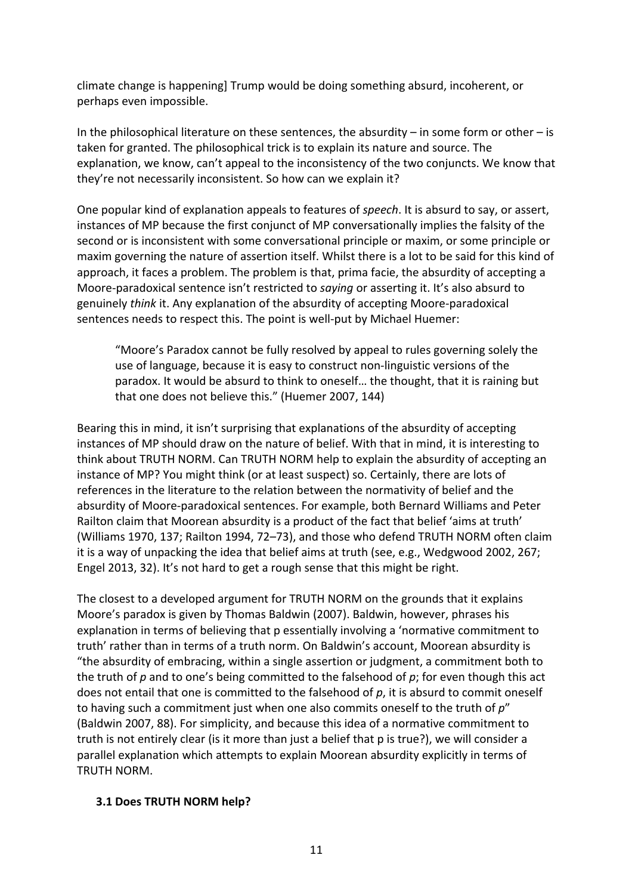climate change is happening] Trump would be doing something absurd, incoherent, or perhaps even impossible.

In the philosophical literature on these sentences, the absurdity – in some form or other – is taken for granted. The philosophical trick is to explain its nature and source. The explanation, we know, can't appeal to the inconsistency of the two conjuncts. We know that they're not necessarily inconsistent. So how can we explain it?

One popular kind of explanation appeals to features of *speech*. It is absurd to say, or assert, instances of MP because the first conjunct of MP conversationally implies the falsity of the second or is inconsistent with some conversational principle or maxim, or some principle or maxim governing the nature of assertion itself. Whilst there is a lot to be said for this kind of approach, it faces a problem. The problem is that, prima facie, the absurdity of accepting a Moore-paradoxical sentence isn't restricted to *saying* or asserting it. It's also absurd to genuinely *think* it. Any explanation of the absurdity of accepting Moore-paradoxical sentences needs to respect this. The point is well-put by Michael Huemer:

> "Moore's Paradox cannot be fully resolved by appeal to rules governing solely the use of language, because it is easy to construct non-linguistic versions of the paradox. It would be absurd to think to oneself… the thought, that it is raining but that one does not believe this." (Huemer 2007, 144)

Bearing this in mind, it isn't surprising that explanations of the absurdity of accepting instances of MP should draw on the nature of belief. With that in mind, it is interesting to think about TRUTH NORM. Can TRUTH NORM help to explain the absurdity of accepting an instance of MP? You might think (or at least suspect) so. Certainly, there are lots of references in the literature to the relation between the normativity of belief and the absurdity of Moore-paradoxical sentences. For example, both Bernard Williams and Peter Railton claim that Moorean absurdity is a product of the fact that belief 'aims at truth' (Williams 1970, 137; Railton 1994, 72–73), and those who defend TRUTH NORM often claim it is a way of unpacking the idea that belief aims at truth (see, e.g., Wedgwood 2002, 267; Engel 2013, 32). It's not hard to get a rough sense that this might be right.

The closest to a developed argument for TRUTH NORM on the grounds that it explains Moore's paradox is given by Thomas Baldwin (2007). Baldwin, however, phrases his explanation in terms of believing that p essentially involving a 'normative commitment to truth' rather than in terms of a truth norm. On Baldwin's account, Moorean absurdity is "the absurdity of embracing, within a single assertion or judgment, a commitment both to the truth of *p* and to one's being committed to the falsehood of *p*; for even though this act does not entail that one is committed to the falsehood of *p*, it is absurd to commit oneself to having such a commitment just when one also commits oneself to the truth of *p*" (Baldwin 2007, 88). For simplicity, and because this idea of a normative commitment to truth is not entirely clear (is it more than just a belief that p is true?), we will consider a parallel explanation which attempts to explain Moorean absurdity explicitly in terms of TRUTH NORM.

### 3.1 Does TRUTH NORM help?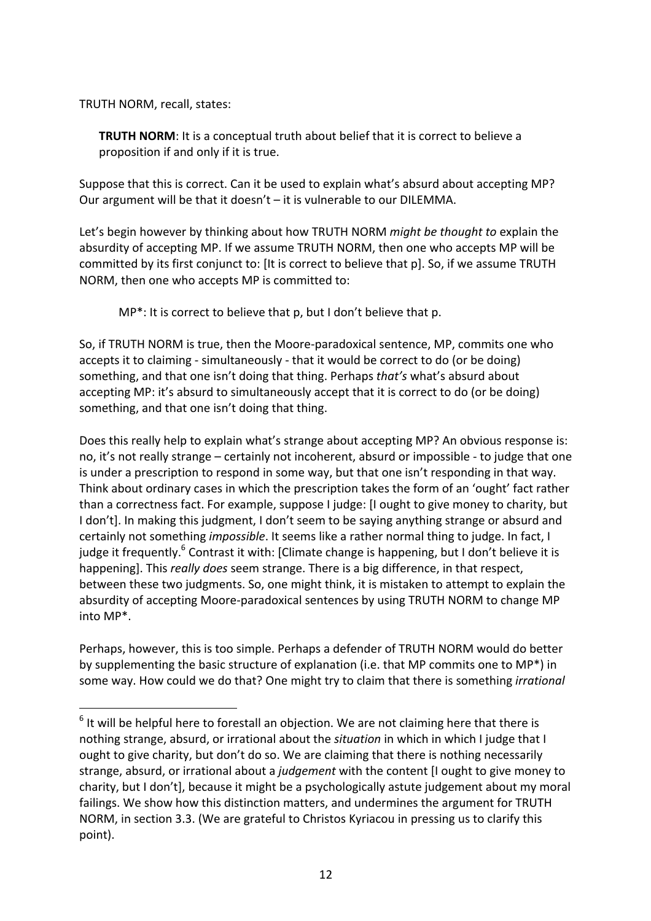TRUTH NORM, recall, states:

> **TRUTH NORM**: It is a conceptual truth about belief that it is correct to believe a proposition if and only if it is true.

Suppose that this is correct. Can it be used to explain what's absurd about accepting MP? Our argument will be that it doesn't – it is vulnerable to our DILEMMA.

Let's begin however by thinking about how TRUTH NORM *might be thought to* explain the absurdity of accepting MP. If we assume TRUTH NORM, then one who accepts MP will be committed by its first conjunct to: [It is correct to believe that p]. So, if we assume TRUTH NORM, then one who accepts MP is committed to:

> MP*: It is correct to believe that p, but I don't believe that p.

So, if TRUTH NORM is true, then the Moore-paradoxical sentence, MP, commits one who accepts it to claiming - simultaneously - that it would be correct to do (or be doing) something, and that one isn't doing that thing. Perhaps *that's* what's absurd about accepting MP: it's absurd to simultaneously accept that it is correct to do (or be doing) something, and that one isn't doing that thing.

Does this really help to explain what's strange about accepting MP? An obvious response is: no, it's not really strange – certainly not incoherent, absurd or impossible - to judge that one is under a prescription to respond in some way, but that one isn't responding in that way. Think about ordinary cases in which the prescription takes the form of an 'ought' fact rather than a correctness fact. For example, suppose I judge: [I ought to give money to charity, but I don't]. In making this judgment, I don't seem to be saying anything strange or absurd and certainly not something *impossible*. It seems like a rather normal thing to judge. In fact, I judge it frequently.[6] Contrast it with: [Climate change is happening, but I don't believe it is happening]. This *really does* seem strange. There is a big difference, in that respect, between these two judgments. So, one might think, it is mistaken to attempt to explain the absurdity of accepting Moore-paradoxical sentences by using TRUTH NORM to change MP into MP*.

Perhaps, however, this is too simple. Perhaps a defender of TRUTH NORM would do better by supplementing the basic structure of explanation (i.e. that MP commits one to MP*) in some way. How could we do that? One might try to claim that there is something *irrational*

---

[6] It will be helpful here to forestall an objection. We are not claiming here that there is nothing strange, absurd, or irrational about the *situation* in which in which I judge that I ought to give charity, but don't do so. We are claiming that there is nothing necessarily strange, absurd, or irrational about a *judgement* with the content [I ought to give money to charity, but I don't], because it might be a psychologically astute judgement about my moral failings. We show how this distinction matters, and undermines the argument for TRUTH NORM, in section 3.3. (We are grateful to Christos Kyriacou in pressing us to clarify this point).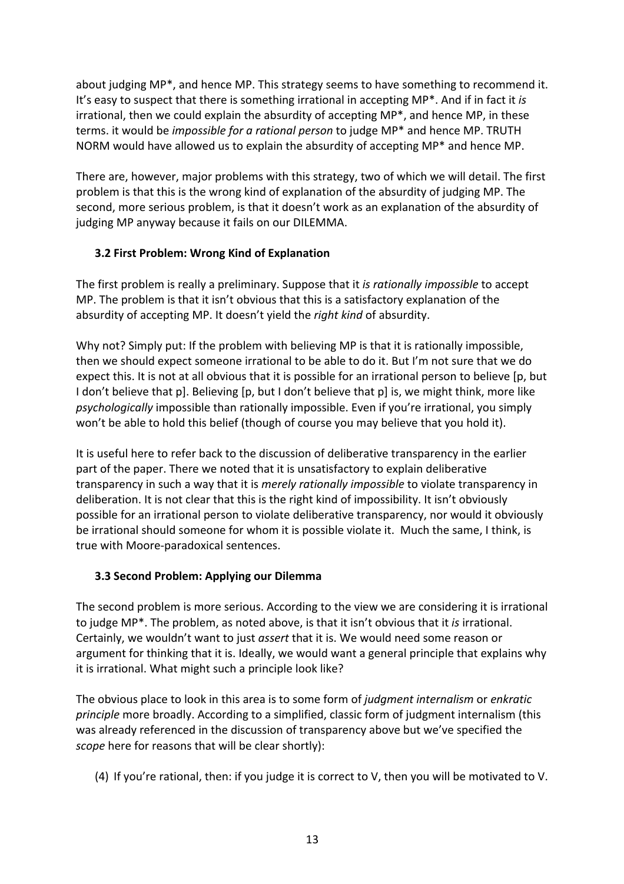about judging MP*, and hence MP. This strategy seems to have something to recommend it. It's easy to suspect that there is something irrational in accepting MP*. And if in fact it *is* irrational, then we could explain the absurdity of accepting MP*, and hence MP, in these terms. it would be *impossible for a rational person* to judge MP* and hence MP. TRUTH NORM would have allowed us to explain the absurdity of accepting MP* and hence MP.

There are, however, major problems with this strategy, two of which we will detail. The first problem is that this is the wrong kind of explanation of the absurdity of judging MP. The second, more serious problem, is that it doesn't work as an explanation of the absurdity of judging MP anyway because it fails on our DILEMMA.

### 3.2 First Problem: Wrong Kind of Explanation

The first problem is really a preliminary. Suppose that it *is rationally impossible* to accept MP. The problem is that it isn't obvious that this is a satisfactory explanation of the absurdity of accepting MP. It doesn't yield the *right kind* of absurdity.

Why not? Simply put: If the problem with believing MP is that it is rationally impossible, then we should expect someone irrational to be able to do it. But I'm not sure that we do expect this. It is not at all obvious that it is possible for an irrational person to believe [p, but I don't believe that p]. Believing [p, but I don't believe that p] is, we might think, more like *psychologically* impossible than rationally impossible. Even if you're irrational, you simply won't be able to hold this belief (though of course you may believe that you hold it).

It is useful here to refer back to the discussion of deliberative transparency in the earlier part of the paper. There we noted that it is unsatisfactory to explain deliberative transparency in such a way that it is *merely rationally impossible* to violate transparency in deliberation. It is not clear that this is the right kind of impossibility. It isn't obviously possible for an irrational person to violate deliberative transparency, nor would it obviously be irrational should someone for whom it is possible violate it. Much the same, I think, is true with Moore-paradoxical sentences.

### 3.3 Second Problem: Applying our Dilemma

The second problem is more serious. According to the view we are considering it is irrational to judge MP*. The problem, as noted above, is that it isn't obvious that it *is* irrational. Certainly, we wouldn't want to just *assert* that it is. We would need some reason or argument for thinking that it is. Ideally, we would want a general principle that explains why it is irrational. What might such a principle look like?

The obvious place to look in this area is to some form of *judgment internalism* or *enkratic principle* more broadly. According to a simplified, classic form of judgment internalism (this was already referenced in the discussion of transparency above but we've specified the *scope* here for reasons that will be clear shortly):

(4) If you're rational, then: if you judge it is correct to V, then you will be motivated to V.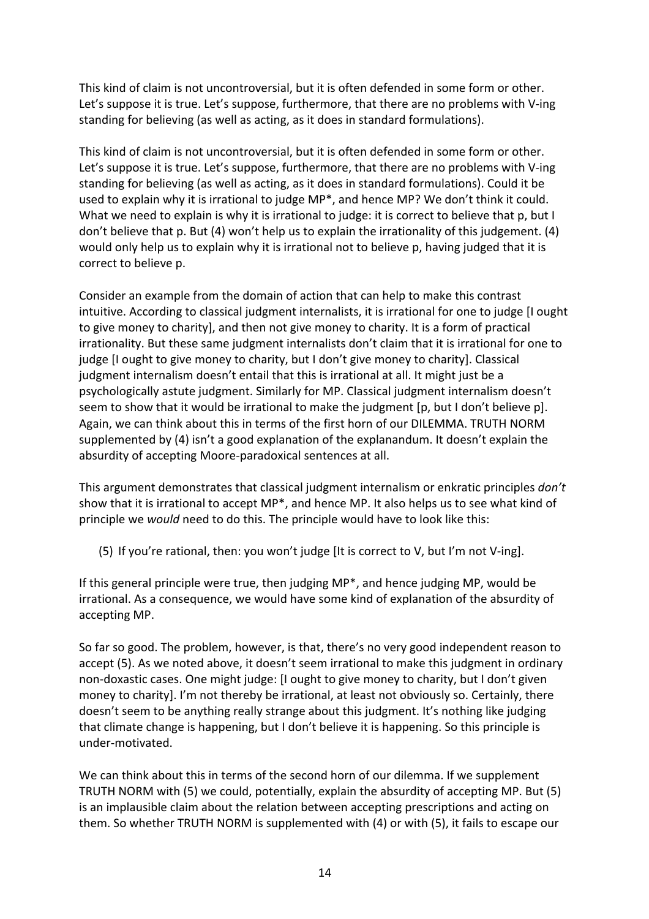This kind of claim is not uncontroversial, but it is often defended in some form or other. Let's suppose it is true. Let's suppose, furthermore, that there are no problems with V-ing standing for believing (as well as acting, as it does in standard formulations).

This kind of claim is not uncontroversial, but it is often defended in some form or other. Let's suppose it is true. Let's suppose, furthermore, that there are no problems with V-ing standing for believing (as well as acting, as it does in standard formulations). Could it be used to explain why it is irrational to judge MP*, and hence MP? We don't think it could. What we need to explain is why it is irrational to judge: it is correct to believe that p, but I don't believe that p. But (4) won't help us to explain the irrationality of this judgement. (4) would only help us to explain why it is irrational not to believe p, having judged that it is correct to believe p.

Consider an example from the domain of action that can help to make this contrast intuitive. According to classical judgment internalists, it is irrational for one to judge [I ought to give money to charity], and then not give money to charity. It is a form of practical irrationality. But these same judgment internalists don't claim that it is irrational for one to judge [I ought to give money to charity, but I don't give money to charity]. Classical judgment internalism doesn't entail that this is irrational at all. It might just be a psychologically astute judgment. Similarly for MP. Classical judgment internalism doesn't seem to show that it would be irrational to make the judgment [p, but I don't believe p]. Again, we can think about this in terms of the first horn of our DILEMMA. TRUTH NORM supplemented by (4) isn't a good explanation of the explanandum. It doesn't explain the absurdity of accepting Moore-paradoxical sentences at all.

This argument demonstrates that classical judgment internalism or enkratic principles *don't* show that it is irrational to accept MP*, and hence MP. It also helps us to see what kind of principle we *would* need to do this. The principle would have to look like this:

(5) If you're rational, then: you won't judge [It is correct to V, but I'm not V-ing].

If this general principle were true, then judging MP*, and hence judging MP, would be irrational. As a consequence, we would have some kind of explanation of the absurdity of accepting MP.

So far so good. The problem, however, is that, there's no very good independent reason to accept (5). As we noted above, it doesn't seem irrational to make this judgment in ordinary non-doxastic cases. One might judge: [I ought to give money to charity, but I don't given money to charity]. I'm not thereby be irrational, at least not obviously so. Certainly, there doesn't seem to be anything really strange about this judgment. It's nothing like judging that climate change is happening, but I don't believe it is happening. So this principle is under-motivated.

We can think about this in terms of the second horn of our dilemma. If we supplement TRUTH NORM with (5) we could, potentially, explain the absurdity of accepting MP. But (5) is an implausible claim about the relation between accepting prescriptions and acting on them. So whether TRUTH NORM is supplemented with (4) or with (5), it fails to escape our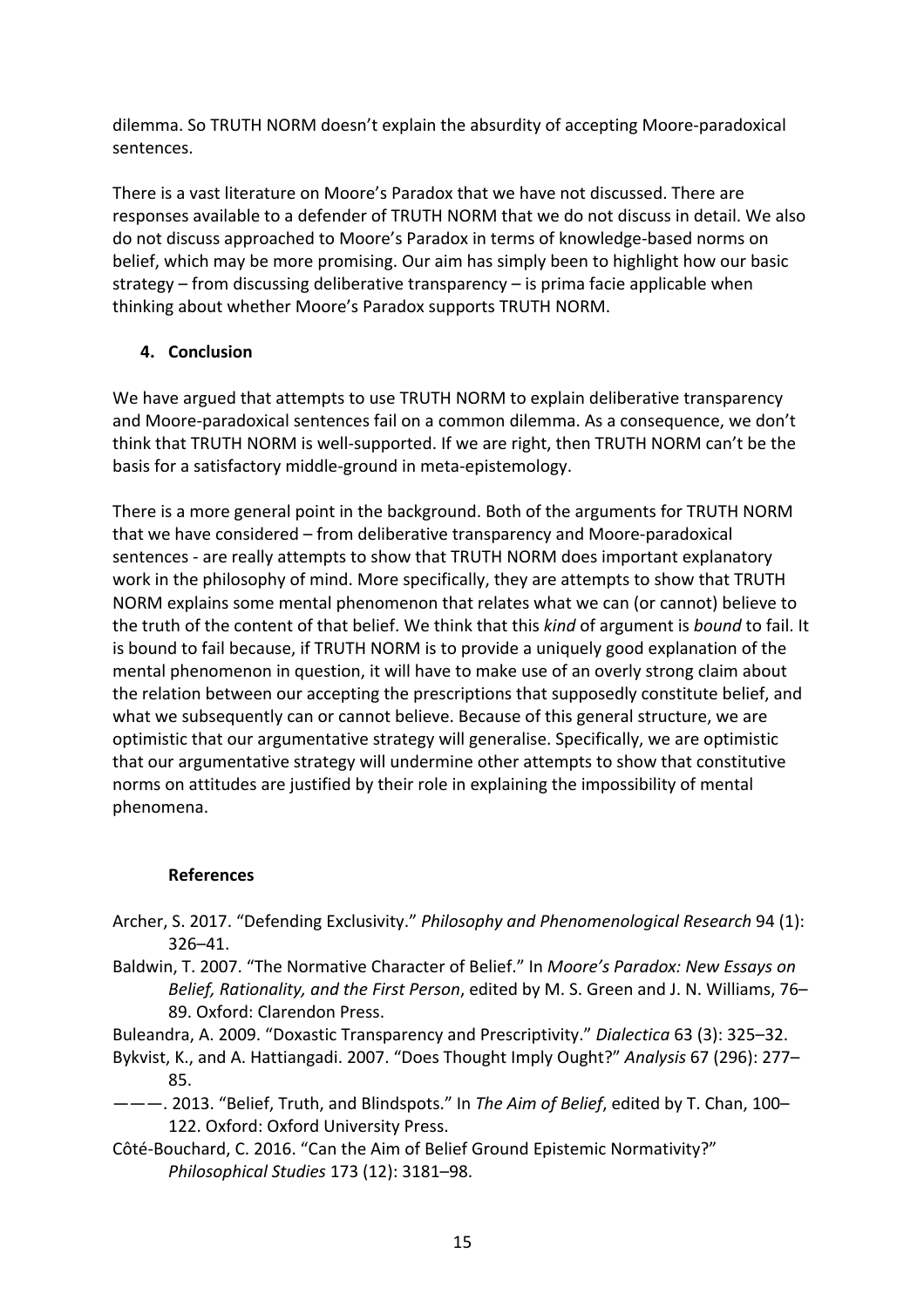dilemma. So TRUTH NORM doesn't explain the absurdity of accepting Moore-paradoxical sentences.

There is a vast literature on Moore's Paradox that we have not discussed. There are responses available to a defender of TRUTH NORM that we do not discuss in detail. We also do not discuss approached to Moore's Paradox in terms of knowledge-based norms on belief, which may be more promising. Our aim has simply been to highlight how our basic strategy – from discussing deliberative transparency – is prima facie applicable when thinking about whether Moore's Paradox supports TRUTH NORM.

## 4. Conclusion

We have argued that attempts to use TRUTH NORM to explain deliberative transparency and Moore-paradoxical sentences fail on a common dilemma. As a consequence, we don't think that TRUTH NORM is well-supported. If we are right, then TRUTH NORM can't be the basis for a satisfactory middle-ground in meta-epistemology.

There is a more general point in the background. Both of the arguments for TRUTH NORM that we have considered – from deliberative transparency and Moore-paradoxical sentences - are really attempts to show that TRUTH NORM does important explanatory work in the philosophy of mind. More specifically, they are attempts to show that TRUTH NORM explains some mental phenomenon that relates what we can (or cannot) believe to the truth of the content of that belief. We think that this *kind* of argument is *bound* to fail. It is bound to fail because, if TRUTH NORM is to provide a uniquely good explanation of the mental phenomenon in question, it will have to make use of an overly strong claim about the relation between our accepting the prescriptions that supposedly constitute belief, and what we subsequently can or cannot believe. Because of this general structure, we are optimistic that our argumentative strategy will generalise. Specifically, we are optimistic that our argumentative strategy will undermine other attempts to show that constitutive norms on attitudes are justified by their role in explaining the impossibility of mental phenomena.

## References

Archer, S. 2017. "Defending Exclusivity." *Philosophy and Phenomenological Research* 94 (1): 326–41.

Baldwin, T. 2007. "The Normative Character of Belief." In *Moore's Paradox: New Essays on Belief, Rationality, and the First Person*, edited by M. S. Green and J. N. Williams, 76–89. Oxford: Clarendon Press.

Buleandra, A. 2009. "Doxastic Transparency and Prescriptivity." *Dialectica* 63 (3): 325–32.

Bykvist, K., and A. Hattiangadi. 2007. "Does Thought Imply Ought?" *Analysis* 67 (296): 277–85.

———. 2013. "Belief, Truth, and Blindspots." In *The Aim of Belief*, edited by T. Chan, 100–122. Oxford: Oxford University Press.

Côté-Bouchard, C. 2016. "Can the Aim of Belief Ground Epistemic Normativity?" *Philosophical Studies* 173 (12): 3181–98.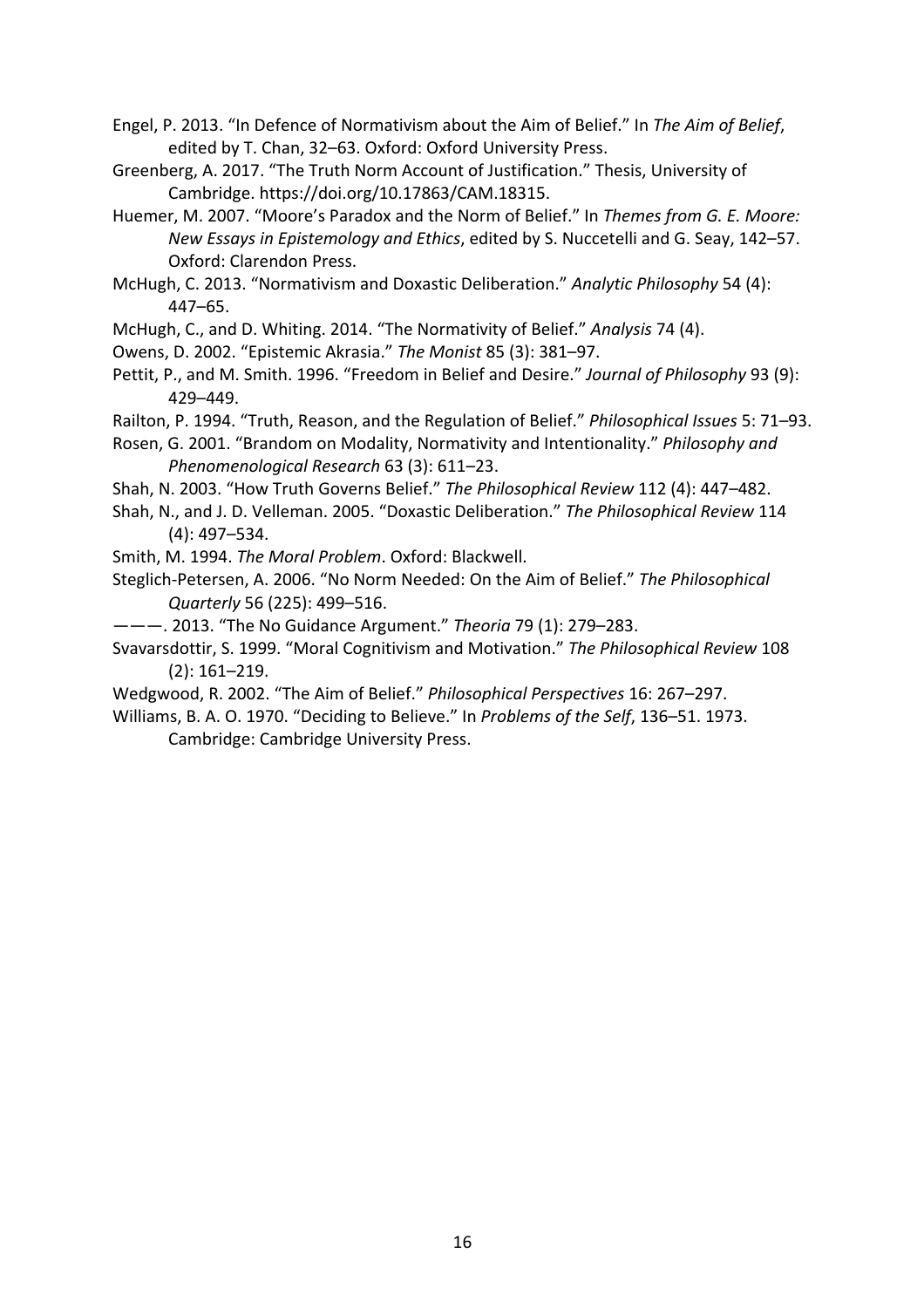Engel, P. 2013. “In Defence of Normativism about the Aim of Belief.” In *The Aim of Belief*, edited by T. Chan, 32–63. Oxford: Oxford University Press.

Greenberg, A. 2017. “The Truth Norm Account of Justification.” Thesis, University of Cambridge. https://doi.org/10.17863/CAM.18315.

Huemer, M. 2007. “Moore’s Paradox and the Norm of Belief.” In *Themes from G. E. Moore: New Essays in Epistemology and Ethics*, edited by S. Nuccetelli and G. Seay, 142–57. Oxford: Clarendon Press.

McHugh, C. 2013. “Normativism and Doxastic Deliberation.” *Analytic Philosophy* 54 (4): 447–65.

McHugh, C., and D. Whiting. 2014. “The Normativity of Belief.” *Analysis* 74 (4).

Owens, D. 2002. “Epistemic Akrasia.” *The Monist* 85 (3): 381–97.

Pettit, P., and M. Smith. 1996. “Freedom in Belief and Desire.” *Journal of Philosophy* 93 (9): 429–449.

Railton, P. 1994. “Truth, Reason, and the Regulation of Belief.” *Philosophical Issues* 5: 71–93.

Rosen, G. 2001. “Brandom on Modality, Normativity and Intentionality.” *Philosophy and Phenomenological Research* 63 (3): 611–23.

Shah, N. 2003. “How Truth Governs Belief.” *The Philosophical Review* 112 (4): 447–482.

Shah, N., and J. D. Velleman. 2005. “Doxastic Deliberation.” *The Philosophical Review* 114 (4): 497–534.

Smith, M. 1994. *The Moral Problem*. Oxford: Blackwell.

Steglich-Petersen, A. 2006. “No Norm Needed: On the Aim of Belief.” *The Philosophical Quarterly* 56 (225): 499–516.

———. 2013. “The No Guidance Argument.” *Theoria* 79 (1): 279–283.

Svavarsdottir, S. 1999. “Moral Cognitivism and Motivation.” *The Philosophical Review* 108 (2): 161–219.

Wedgwood, R. 2002. “The Aim of Belief.” *Philosophical Perspectives* 16: 267–297.

Williams, B. A. O. 1970. “Deciding to Believe.” In *Problems of the Self*, 136–51. 1973. Cambridge: Cambridge University Press.